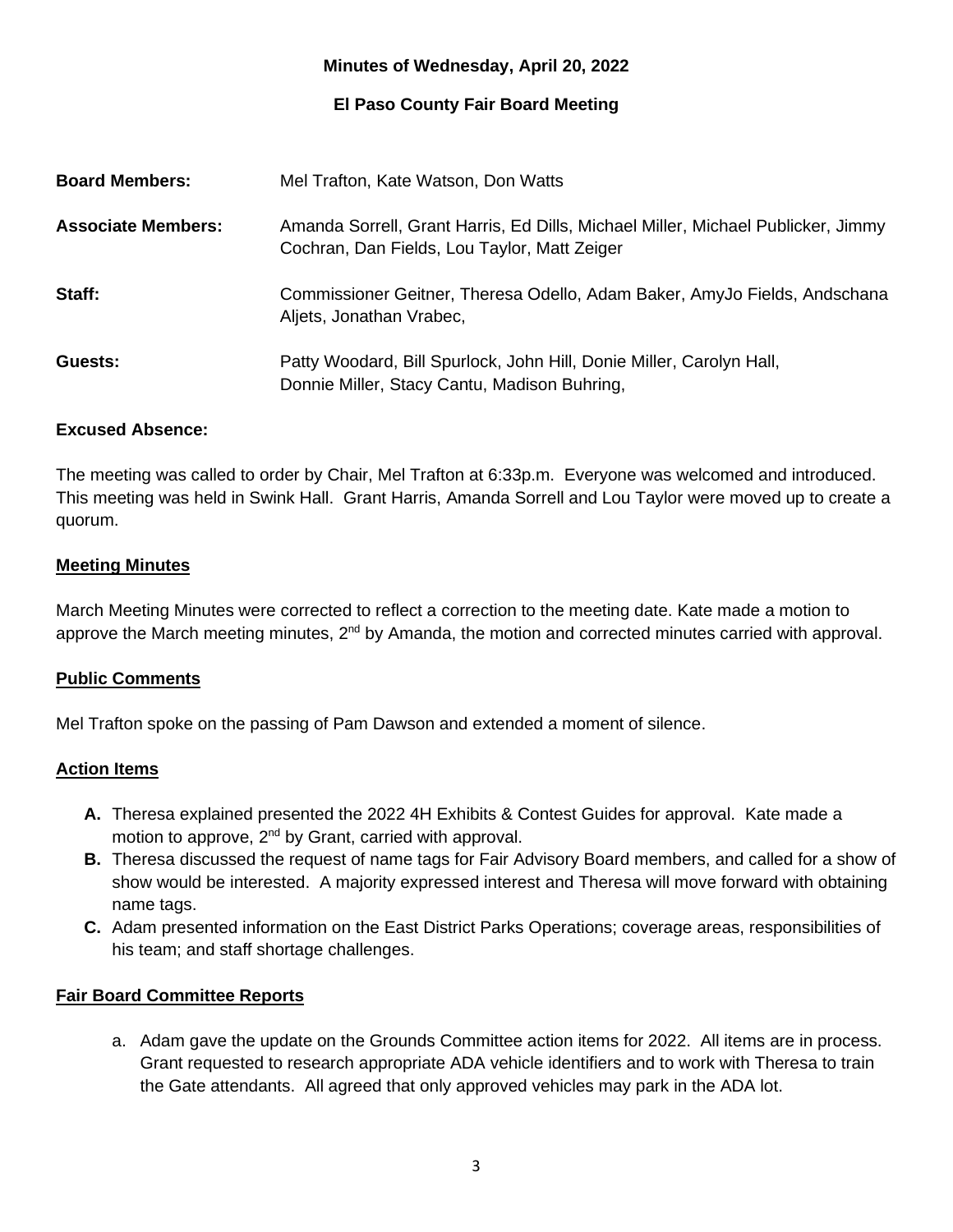**Minutes of Wednesday, April 20, 2022**

**El Paso County Fair Board Meeting**

**Board Members:** Mel Trafton, Kate Watson, Don Watts

**Associate Members:** Amanda Sorrell, Grant Harris, Ed Dills, Michael Miller, Michael Publicker, Jimmy Cochran, Dan Fields, Lou Taylor, Matt Zeiger

**Staff:** Commissioner Geitner, Theresa Odello, Adam Baker, AmyJo Fields, Andschana Aljets, Jonathan Vrabec,

**Guests:** Patty Woodard, Bill Spurlock, John Hill, Donie Miller, Carolyn Hall, Donnie Miller, Stacy Cantu, Madison Buhring,

**Excused Absence:**

The meeting was called to order by Chair, Mel Trafton at 6:33p.m. Everyone was welcomed and introduced. This meeting was held in Swink Hall. Grant Harris, Amanda Sorrell and Lou Taylor were moved up to create a quorum.

## Meeting Minutes

March Meeting Minutes were corrected to reflect a correction to the meeting date. Kate made a motion to approve the March meeting minutes, 2nd by Amanda, the motion and corrected minutes carried with approval.

## Public Comments

Mel Trafton spoke on the passing of Pam Dawson and extended a moment of silence.

## Action Items

- **A.** Theresa explained presented the 2022 4H Exhibits & Contest Guides for approval. Kate made a motion to approve, 2nd by Grant, carried with approval.
- **B.** Theresa discussed the request of name tags for Fair Advisory Board members, and called for a show of show would be interested. A majority expressed interest and Theresa will move forward with obtaining name tags.
- **C.** Adam presented information on the East District Parks Operations; coverage areas, responsibilities of his team; and staff shortage challenges.

## Fair Board Committee Reports

a. Adam gave the update on the Grounds Committee action items for 2022. All items are in process. Grant requested to research appropriate ADA vehicle identifiers and to work with Theresa to train the Gate attendants. All agreed that only approved vehicles may park in the ADA lot.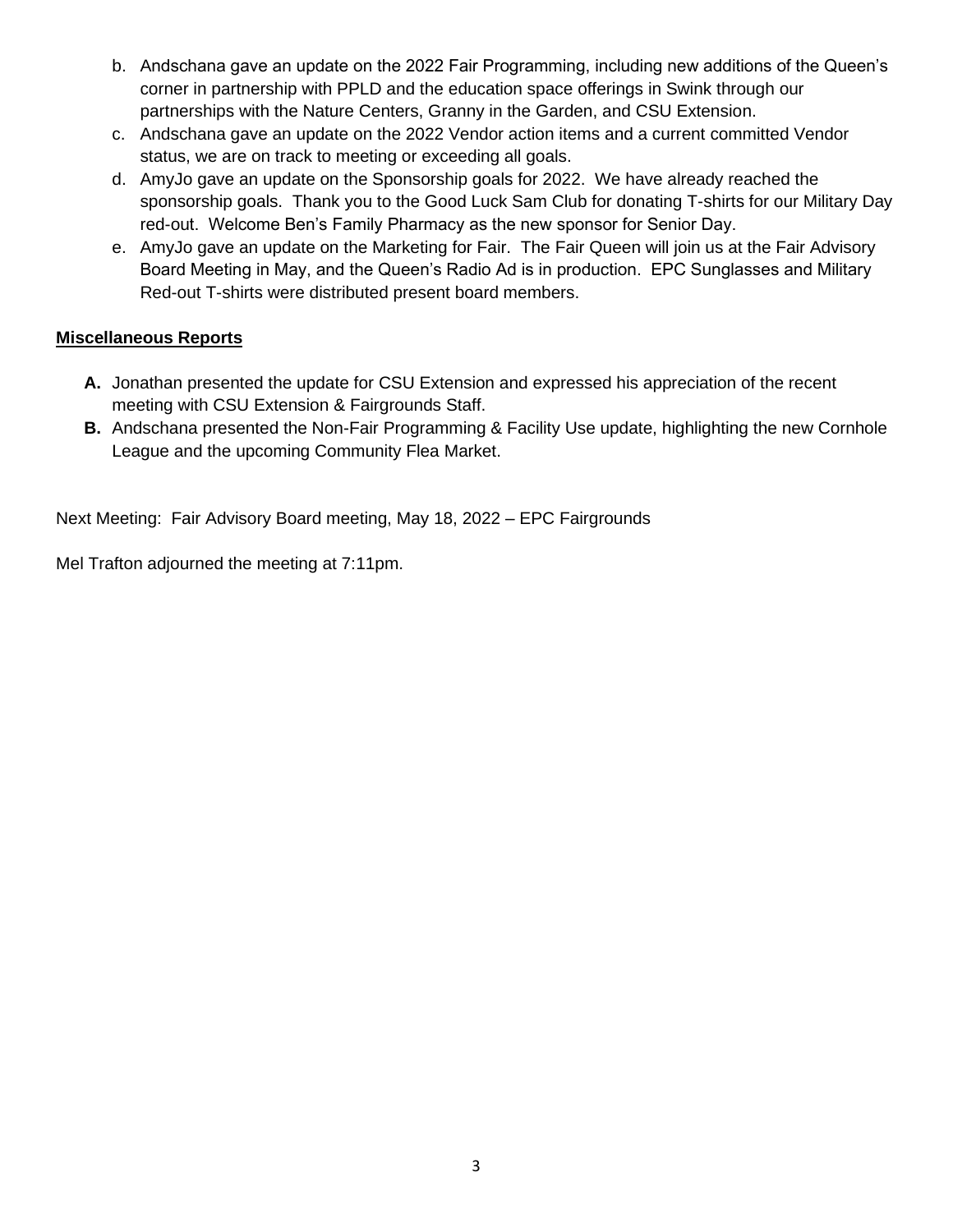b. Andschana gave an update on the 2022 Fair Programming, including new additions of the Queen's corner in partnership with PPLD and the education space offerings in Swink through our partnerships with the Nature Centers, Granny in the Garden, and CSU Extension.
c. Andschana gave an update on the 2022 Vendor action items and a current committed Vendor status, we are on track to meeting or exceeding all goals.
d. AmyJo gave an update on the Sponsorship goals for 2022. We have already reached the sponsorship goals. Thank you to the Good Luck Sam Club for donating T-shirts for our Military Day red-out. Welcome Ben's Family Pharmacy as the new sponsor for Senior Day.
e. AmyJo gave an update on the Marketing for Fair. The Fair Queen will join us at the Fair Advisory Board Meeting in May, and the Queen's Radio Ad is in production. EPC Sunglasses and Military Red-out T-shirts were distributed present board members.

**Miscellaneous Reports**

**A.** Jonathan presented the update for CSU Extension and expressed his appreciation of the recent meeting with CSU Extension & Fairgrounds Staff.

**B.** Andschana presented the Non-Fair Programming & Facility Use update, highlighting the new Cornhole League and the upcoming Community Flea Market.

Next Meeting: Fair Advisory Board meeting, May 18, 2022 – EPC Fairgrounds

Mel Trafton adjourned the meeting at 7:11pm.